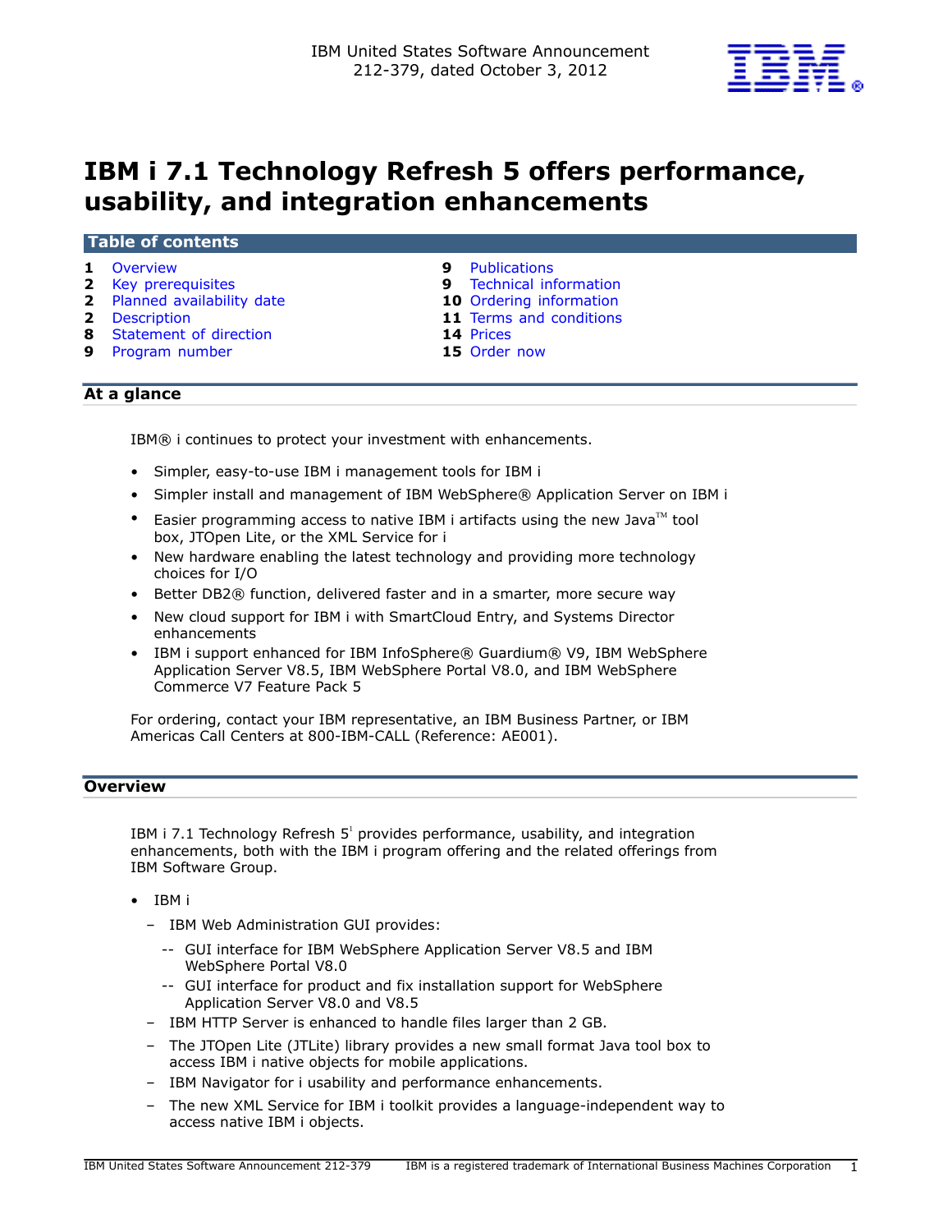IBM United States Software Announcement
212-379, dated October 3, 2012

# IBM i 7.1 Technology Refresh 5 offers performance, usability, and integration enhancements

## Table of contents

| | | | |
|---|---|---|---|
| 1 | Overview | 9 | Publications |
| 2 | Key prerequisites | 9 | Technical information |
| 2 | Planned availability date | 10 | Ordering information |
| 2 | Description | 11 | Terms and conditions |
| 8 | Statement of direction | 14 | Prices |
| 9 | Program number | 15 | Order now |

## At a glance

IBM® i continues to protect your investment with enhancements.

- Simpler, easy-to-use IBM i management tools for IBM i
- Simpler install and management of IBM WebSphere® Application Server on IBM i
- Easier programming access to native IBM i artifacts using the new Java™ tool box, JTOpen Lite, or the XML Service for i
- New hardware enabling the latest technology and providing more technology choices for I/O
- Better DB2® function, delivered faster and in a smarter, more secure way
- New cloud support for IBM i with SmartCloud Entry, and Systems Director enhancements
- IBM i support enhanced for IBM InfoSphere® Guardium® V9, IBM WebSphere Application Server V8.5, IBM WebSphere Portal V8.0, and IBM WebSphere Commerce V7 Feature Pack 5

For ordering, contact your IBM representative, an IBM Business Partner, or IBM Americas Call Centers at 800-IBM-CALL (Reference: AE001).

## Overview

IBM i 7.1 Technology Refresh 5[1] provides performance, usability, and integration enhancements, both with the IBM i program offering and the related offerings from IBM Software Group.

- IBM i
  - IBM Web Administration GUI provides:
    - GUI interface for IBM WebSphere Application Server V8.5 and IBM WebSphere Portal V8.0
    - GUI interface for product and fix installation support for WebSphere Application Server V8.0 and V8.5
  - IBM HTTP Server is enhanced to handle files larger than 2 GB.
  - The JTOpen Lite (JTLite) library provides a new small format Java tool box to access IBM i native objects for mobile applications.
  - IBM Navigator for i usability and performance enhancements.
  - The new XML Service for IBM i toolkit provides a language-independent way to access native IBM i objects.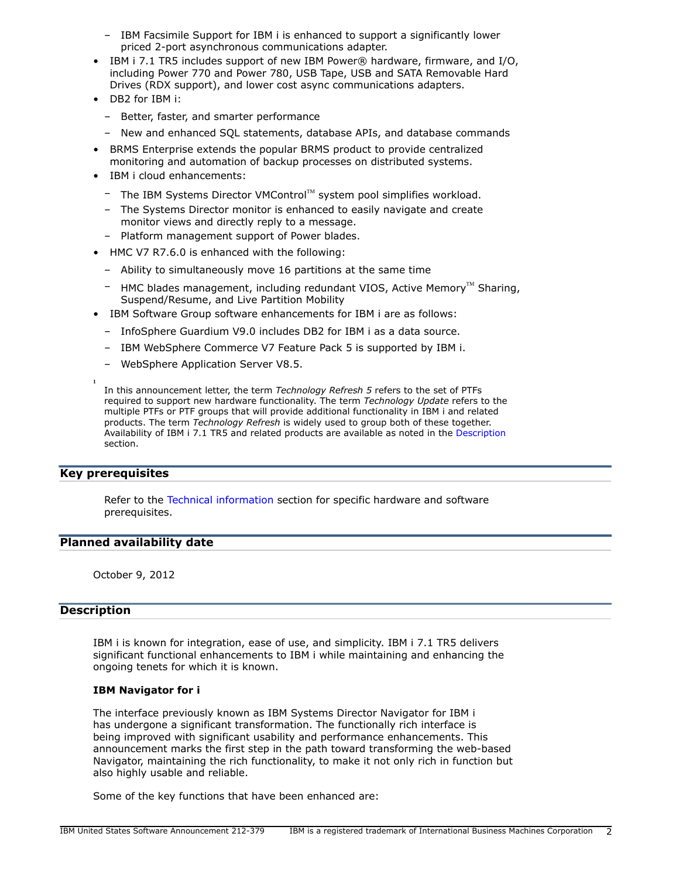- IBM Facsimile Support for IBM i is enhanced to support a significantly lower priced 2-port asynchronous communications adapter.

- IBM i 7.1 TR5 includes support of new IBM Power® hardware, firmware, and I/O, including Power 770 and Power 780, USB Tape, USB and SATA Removable Hard Drives (RDX support), and lower cost async communications adapters.
- DB2 for IBM i:
  - Better, faster, and smarter performance
  - New and enhanced SQL statements, database APIs, and database commands
- BRMS Enterprise extends the popular BRMS product to provide centralized monitoring and automation of backup processes on distributed systems.
- IBM i cloud enhancements:
  - The IBM Systems Director VMControl™ system pool simplifies workload.
  - The Systems Director monitor is enhanced to easily navigate and create monitor views and directly reply to a message.
  - Platform management support of Power blades.
- HMC V7 R7.6.0 is enhanced with the following:
  - Ability to simultaneously move 16 partitions at the same time
  - HMC blades management, including redundant VIOS, Active Memory™ Sharing, Suspend/Resume, and Live Partition Mobility
- IBM Software Group software enhancements for IBM i are as follows:
  - InfoSphere Guardium V9.0 includes DB2 for IBM i as a data source.
  - IBM WebSphere Commerce V7 Feature Pack 5 is supported by IBM i.
  - WebSphere Application Server V8.5.

[1] In this announcement letter, the term *Technology Refresh 5* refers to the set of PTFs required to support new hardware functionality. The term *Technology Update* refers to the multiple PTFs or PTF groups that will provide additional functionality in IBM i and related products. The term *Technology Refresh* is widely used to group both of these together. Availability of IBM i 7.1 TR5 and related products are available as noted in the Description section.

## Key prerequisites

Refer to the Technical information section for specific hardware and software prerequisites.

## Planned availability date

October 9, 2012

## Description

IBM i is known for integration, ease of use, and simplicity. IBM i 7.1 TR5 delivers significant functional enhancements to IBM i while maintaining and enhancing the ongoing tenets for which it is known.

**IBM Navigator for i**

The interface previously known as IBM Systems Director Navigator for IBM i has undergone a significant transformation. The functionally rich interface is being improved with significant usability and performance enhancements. This announcement marks the first step in the path toward transforming the web-based Navigator, maintaining the rich functionality, to make it not only rich in function but also highly usable and reliable.

Some of the key functions that have been enhanced are: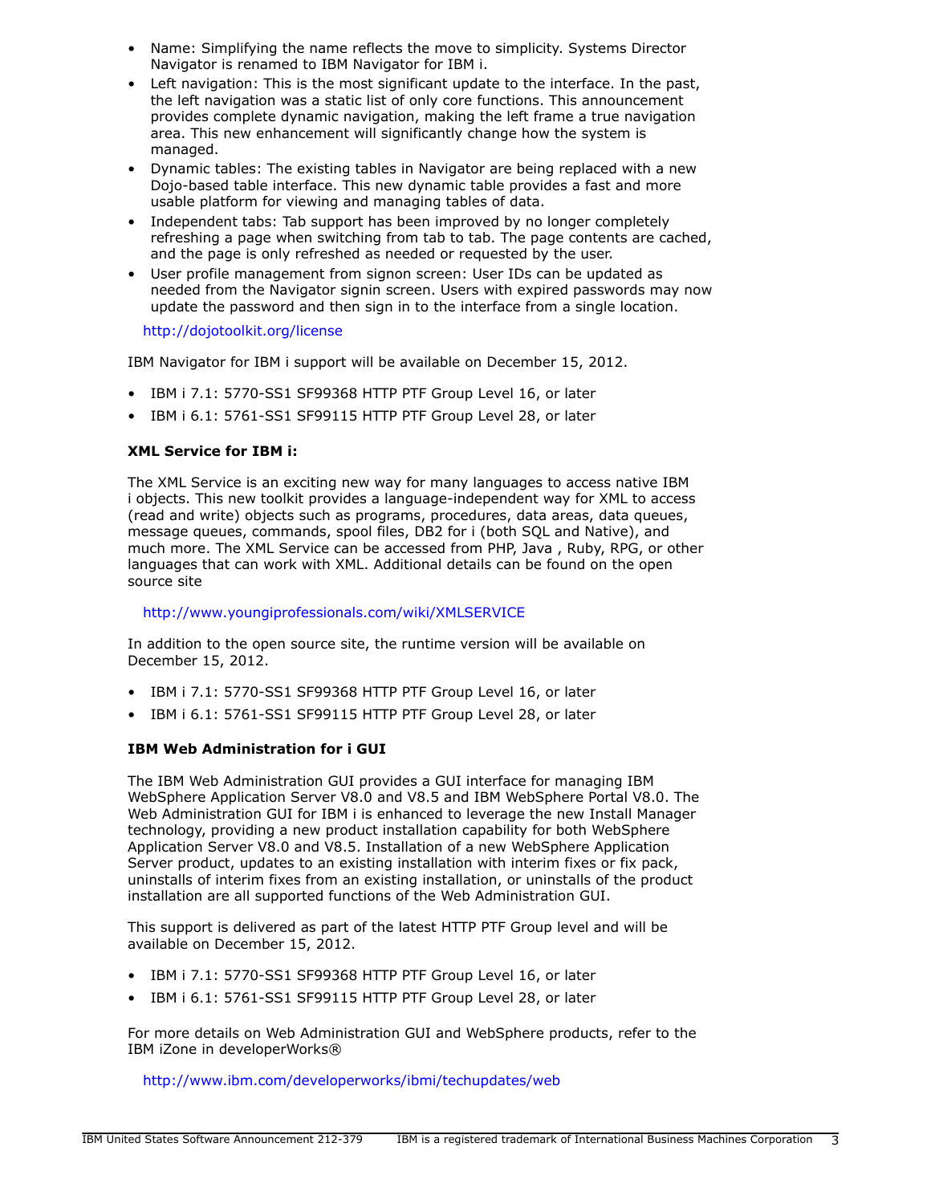- Name: Simplifying the name reflects the move to simplicity. Systems Director Navigator is renamed to IBM Navigator for IBM i.
- Left navigation: This is the most significant update to the interface. In the past, the left navigation was a static list of only core functions. This announcement provides complete dynamic navigation, making the left frame a true navigation area. This new enhancement will significantly change how the system is managed.
- Dynamic tables: The existing tables in Navigator are being replaced with a new Dojo-based table interface. This new dynamic table provides a fast and more usable platform for viewing and managing tables of data.
- Independent tabs: Tab support has been improved by no longer completely refreshing a page when switching from tab to tab. The page contents are cached, and the page is only refreshed as needed or requested by the user.
- User profile management from signon screen: User IDs can be updated as needed from the Navigator signin screen. Users with expired passwords may now update the password and then sign in to the interface from a single location.

http://dojotoolkit.org/license

IBM Navigator for IBM i support will be available on December 15, 2012.

- IBM i 7.1: 5770-SS1 SF99368 HTTP PTF Group Level 16, or later
- IBM i 6.1: 5761-SS1 SF99115 HTTP PTF Group Level 28, or later

**XML Service for IBM i:**

The XML Service is an exciting new way for many languages to access native IBM i objects. This new toolkit provides a language-independent way for XML to access (read and write) objects such as programs, procedures, data areas, data queues, message queues, commands, spool files, DB2 for i (both SQL and Native), and much more. The XML Service can be accessed from PHP, Java , Ruby, RPG, or other languages that can work with XML. Additional details can be found on the open source site

http://www.youngiprofessionals.com/wiki/XMLSERVICE

In addition to the open source site, the runtime version will be available on December 15, 2012.

- IBM i 7.1: 5770-SS1 SF99368 HTTP PTF Group Level 16, or later
- IBM i 6.1: 5761-SS1 SF99115 HTTP PTF Group Level 28, or later

**IBM Web Administration for i GUI**

The IBM Web Administration GUI provides a GUI interface for managing IBM WebSphere Application Server V8.0 and V8.5 and IBM WebSphere Portal V8.0. The Web Administration GUI for IBM i is enhanced to leverage the new Install Manager technology, providing a new product installation capability for both WebSphere Application Server V8.0 and V8.5. Installation of a new WebSphere Application Server product, updates to an existing installation with interim fixes or fix pack, uninstalls of interim fixes from an existing installation, or uninstalls of the product installation are all supported functions of the Web Administration GUI.

This support is delivered as part of the latest HTTP PTF Group level and will be available on December 15, 2012.

- IBM i 7.1: 5770-SS1 SF99368 HTTP PTF Group Level 16, or later
- IBM i 6.1: 5761-SS1 SF99115 HTTP PTF Group Level 28, or later

For more details on Web Administration GUI and WebSphere products, refer to the IBM iZone in developerWorks®

http://www.ibm.com/developerworks/ibmi/techupdates/web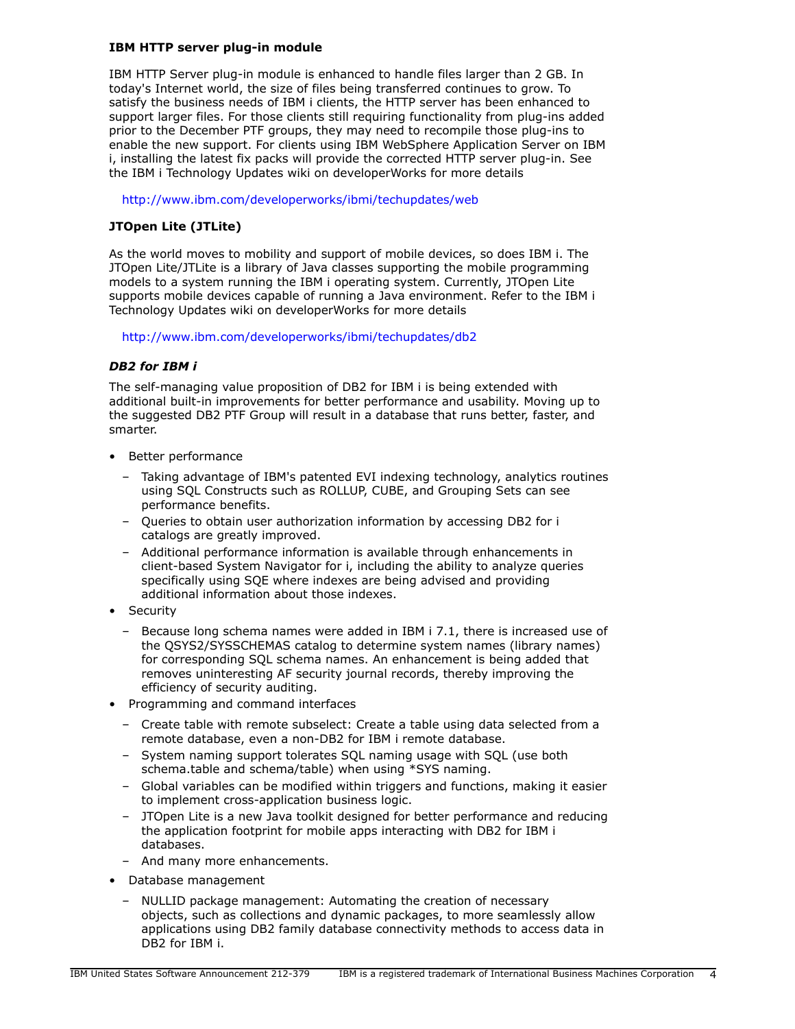**IBM HTTP server plug-in module**

IBM HTTP Server plug-in module is enhanced to handle files larger than 2 GB. In today's Internet world, the size of files being transferred continues to grow. To satisfy the business needs of IBM i clients, the HTTP server has been enhanced to support larger files. For those clients still requiring functionality from plug-ins added prior to the December PTF groups, they may need to recompile those plug-ins to enable the new support. For clients using IBM WebSphere Application Server on IBM i, installing the latest fix packs will provide the corrected HTTP server plug-in. See the IBM i Technology Updates wiki on developerWorks for more details

http://www.ibm.com/developerworks/ibmi/techupdates/web

**JTOpen Lite (JTLite)**

As the world moves to mobility and support of mobile devices, so does IBM i. The JTOpen Lite/JTLite is a library of Java classes supporting the mobile programming models to a system running the IBM i operating system. Currently, JTOpen Lite supports mobile devices capable of running a Java environment. Refer to the IBM i Technology Updates wiki on developerWorks for more details

http://www.ibm.com/developerworks/ibmi/techupdates/db2

***DB2 for IBM i***

The self-managing value proposition of DB2 for IBM i is being extended with additional built-in improvements for better performance and usability. Moving up to the suggested DB2 PTF Group will result in a database that runs better, faster, and smarter.

- Better performance
  - Taking advantage of IBM's patented EVI indexing technology, analytics routines using SQL Constructs such as ROLLUP, CUBE, and Grouping Sets can see performance benefits.
  - Queries to obtain user authorization information by accessing DB2 for i catalogs are greatly improved.
  - Additional performance information is available through enhancements in client-based System Navigator for i, including the ability to analyze queries specifically using SQE where indexes are being advised and providing additional information about those indexes.
- Security
  - Because long schema names were added in IBM i 7.1, there is increased use of the QSYS2/SYSSCHEMAS catalog to determine system names (library names) for corresponding SQL schema names. An enhancement is being added that removes uninteresting AF security journal records, thereby improving the efficiency of security auditing.
- Programming and command interfaces
  - Create table with remote subselect: Create a table using data selected from a remote database, even a non-DB2 for IBM i remote database.
  - System naming support tolerates SQL naming usage with SQL (use both schema.table and schema/table) when using *SYS naming.
  - Global variables can be modified within triggers and functions, making it easier to implement cross-application business logic.
  - JTOpen Lite is a new Java toolkit designed for better performance and reducing the application footprint for mobile apps interacting with DB2 for IBM i databases.
  - And many more enhancements.
- Database management
  - NULLID package management: Automating the creation of necessary objects, such as collections and dynamic packages, to more seamlessly allow applications using DB2 family database connectivity methods to access data in DB2 for IBM i.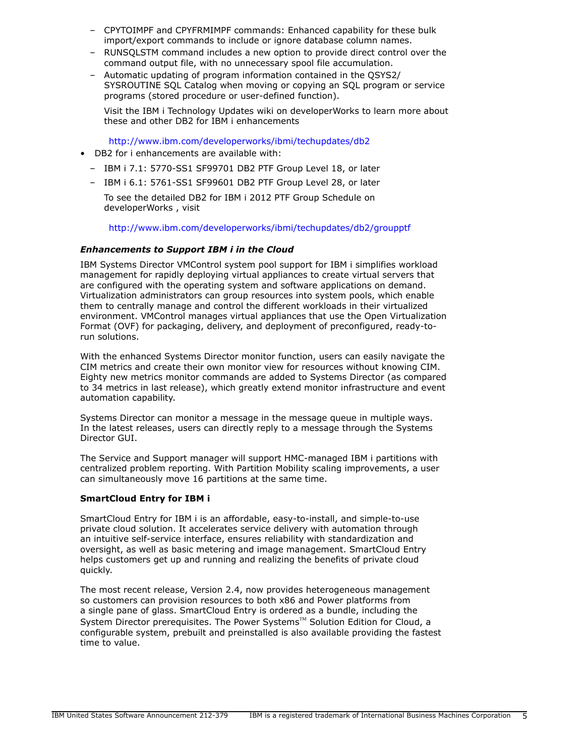- CPYTOIMPF and CPYFRMIMPF commands: Enhanced capability for these bulk import/export commands to include or ignore database column names.
  - RUNSQLSTM command includes a new option to provide direct control over the command output file, with no unnecessary spool file accumulation.
  - Automatic updating of program information contained in the QSYS2/ SYSROUTINE SQL Catalog when moving or copying an SQL program or service programs (stored procedure or user-defined function).

    Visit the IBM i Technology Updates wiki on developerWorks to learn more about these and other DB2 for IBM i enhancements

    http://www.ibm.com/developerworks/ibmi/techupdates/db2

- DB2 for i enhancements are available with:
  - IBM i 7.1: 5770-SS1 SF99701 DB2 PTF Group Level 18, or later
  - IBM i 6.1: 5761-SS1 SF99601 DB2 PTF Group Level 28, or later

    To see the detailed DB2 for IBM i 2012 PTF Group Schedule on developerWorks , visit

    http://www.ibm.com/developerworks/ibmi/techupdates/db2/groupptf

### *Enhancements to Support IBM i in the Cloud*

IBM Systems Director VMControl system pool support for IBM i simplifies workload management for rapidly deploying virtual appliances to create virtual servers that are configured with the operating system and software applications on demand. Virtualization administrators can group resources into system pools, which enable them to centrally manage and control the different workloads in their virtualized environment. VMControl manages virtual appliances that use the Open Virtualization Format (OVF) for packaging, delivery, and deployment of preconfigured, ready-to-run solutions.

With the enhanced Systems Director monitor function, users can easily navigate the CIM metrics and create their own monitor view for resources without knowing CIM. Eighty new metrics monitor commands are added to Systems Director (as compared to 34 metrics in last release), which greatly extend monitor infrastructure and event automation capability.

Systems Director can monitor a message in the message queue in multiple ways. In the latest releases, users can directly reply to a message through the Systems Director GUI.

The Service and Support manager will support HMC-managed IBM i partitions with centralized problem reporting. With Partition Mobility scaling improvements, a user can simultaneously move 16 partitions at the same time.

**SmartCloud Entry for IBM i**

SmartCloud Entry for IBM i is an affordable, easy-to-install, and simple-to-use private cloud solution. It accelerates service delivery with automation through an intuitive self-service interface, ensures reliability with standardization and oversight, as well as basic metering and image management. SmartCloud Entry helps customers get up and running and realizing the benefits of private cloud quickly.

The most recent release, Version 2.4, now provides heterogeneous management so customers can provision resources to both x86 and Power platforms from a single pane of glass. SmartCloud Entry is ordered as a bundle, including the System Director prerequisites. The Power Systems™ Solution Edition for Cloud, a configurable system, prebuilt and preinstalled is also available providing the fastest time to value.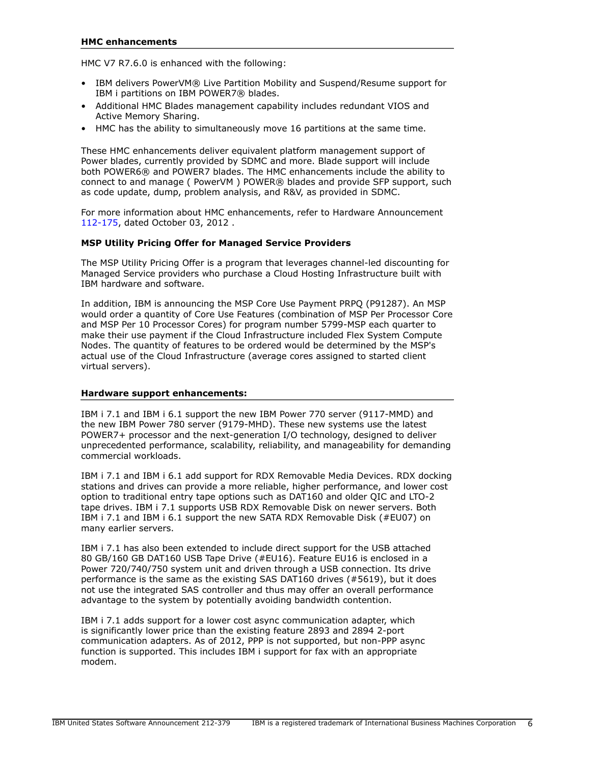**HMC enhancements**

HMC V7 R7.6.0 is enhanced with the following:

- IBM delivers PowerVM® Live Partition Mobility and Suspend/Resume support for IBM i partitions on IBM POWER7® blades.
- Additional HMC Blades management capability includes redundant VIOS and Active Memory Sharing.
- HMC has the ability to simultaneously move 16 partitions at the same time.

These HMC enhancements deliver equivalent platform management support of Power blades, currently provided by SDMC and more. Blade support will include both POWER6® and POWER7 blades. The HMC enhancements include the ability to connect to and manage ( PowerVM ) POWER® blades and provide SFP support, such as code update, dump, problem analysis, and R&V, as provided in SDMC.

For more information about HMC enhancements, refer to Hardware Announcement 112-175, dated October 03, 2012 .

**MSP Utility Pricing Offer for Managed Service Providers**

The MSP Utility Pricing Offer is a program that leverages channel-led discounting for Managed Service providers who purchase a Cloud Hosting Infrastructure built with IBM hardware and software.

In addition, IBM is announcing the MSP Core Use Payment PRPQ (P91287). An MSP would order a quantity of Core Use Features (combination of MSP Per Processor Core and MSP Per 10 Processor Cores) for program number 5799-MSP each quarter to make their use payment if the Cloud Infrastructure included Flex System Compute Nodes. The quantity of features to be ordered would be determined by the MSP's actual use of the Cloud Infrastructure (average cores assigned to started client virtual servers).

**Hardware support enhancements:**

IBM i 7.1 and IBM i 6.1 support the new IBM Power 770 server (9117-MMD) and the new IBM Power 780 server (9179-MHD). These new systems use the latest POWER7+ processor and the next-generation I/O technology, designed to deliver unprecedented performance, scalability, reliability, and manageability for demanding commercial workloads.

IBM i 7.1 and IBM i 6.1 add support for RDX Removable Media Devices. RDX docking stations and drives can provide a more reliable, higher performance, and lower cost option to traditional entry tape options such as DAT160 and older QIC and LTO-2 tape drives. IBM i 7.1 supports USB RDX Removable Disk on newer servers. Both IBM i 7.1 and IBM i 6.1 support the new SATA RDX Removable Disk (#EU07) on many earlier servers.

IBM i 7.1 has also been extended to include direct support for the USB attached 80 GB/160 GB DAT160 USB Tape Drive (#EU16). Feature EU16 is enclosed in a Power 720/740/750 system unit and driven through a USB connection. Its drive performance is the same as the existing SAS DAT160 drives (#5619), but it does not use the integrated SAS controller and thus may offer an overall performance advantage to the system by potentially avoiding bandwidth contention.

IBM i 7.1 adds support for a lower cost async communication adapter, which is significantly lower price than the existing feature 2893 and 2894 2-port communication adapters. As of 2012, PPP is not supported, but non-PPP async function is supported. This includes IBM i support for fax with an appropriate modem.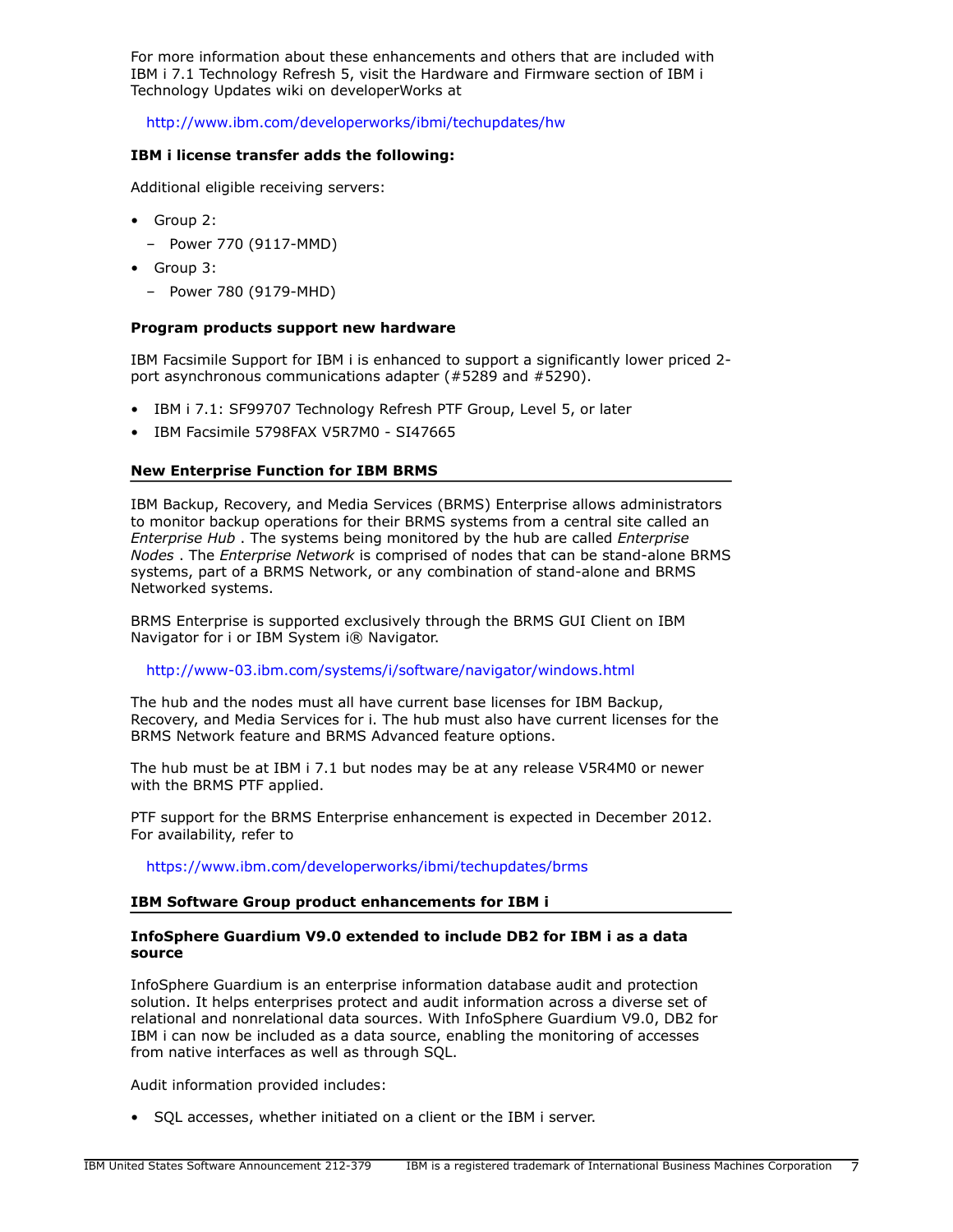For more information about these enhancements and others that are included with IBM i 7.1 Technology Refresh 5, visit the Hardware and Firmware section of IBM i Technology Updates wiki on developerWorks at

http://www.ibm.com/developerworks/ibmi/techupdates/hw

**IBM i license transfer adds the following:**

Additional eligible receiving servers:

- Group 2:
  - Power 770 (9117-MMD)
- Group 3:
  - Power 780 (9179-MHD)

**Program products support new hardware**

IBM Facsimile Support for IBM i is enhanced to support a significantly lower priced 2-port asynchronous communications adapter (#5289 and #5290).

- IBM i 7.1: SF99707 Technology Refresh PTF Group, Level 5, or later
- IBM Facsimile 5798FAX V5R7M0 - SI47665

## New Enterprise Function for IBM BRMS

IBM Backup, Recovery, and Media Services (BRMS) Enterprise allows administrators to monitor backup operations for their BRMS systems from a central site called an *Enterprise Hub* . The systems being monitored by the hub are called *Enterprise Nodes* . The *Enterprise Network* is comprised of nodes that can be stand-alone BRMS systems, part of a BRMS Network, or any combination of stand-alone and BRMS Networked systems.

BRMS Enterprise is supported exclusively through the BRMS GUI Client on IBM Navigator for i or IBM System i® Navigator.

http://www-03.ibm.com/systems/i/software/navigator/windows.html

The hub and the nodes must all have current base licenses for IBM Backup, Recovery, and Media Services for i. The hub must also have current licenses for the BRMS Network feature and BRMS Advanced feature options.

The hub must be at IBM i 7.1 but nodes may be at any release V5R4M0 or newer with the BRMS PTF applied.

PTF support for the BRMS Enterprise enhancement is expected in December 2012. For availability, refer to

https://www.ibm.com/developerworks/ibmi/techupdates/brms

## IBM Software Group product enhancements for IBM i

**InfoSphere Guardium V9.0 extended to include DB2 for IBM i as a data source**

InfoSphere Guardium is an enterprise information database audit and protection solution. It helps enterprises protect and audit information across a diverse set of relational and nonrelational data sources. With InfoSphere Guardium V9.0, DB2 for IBM i can now be included as a data source, enabling the monitoring of accesses from native interfaces as well as through SQL.

Audit information provided includes:

- SQL accesses, whether initiated on a client or the IBM i server.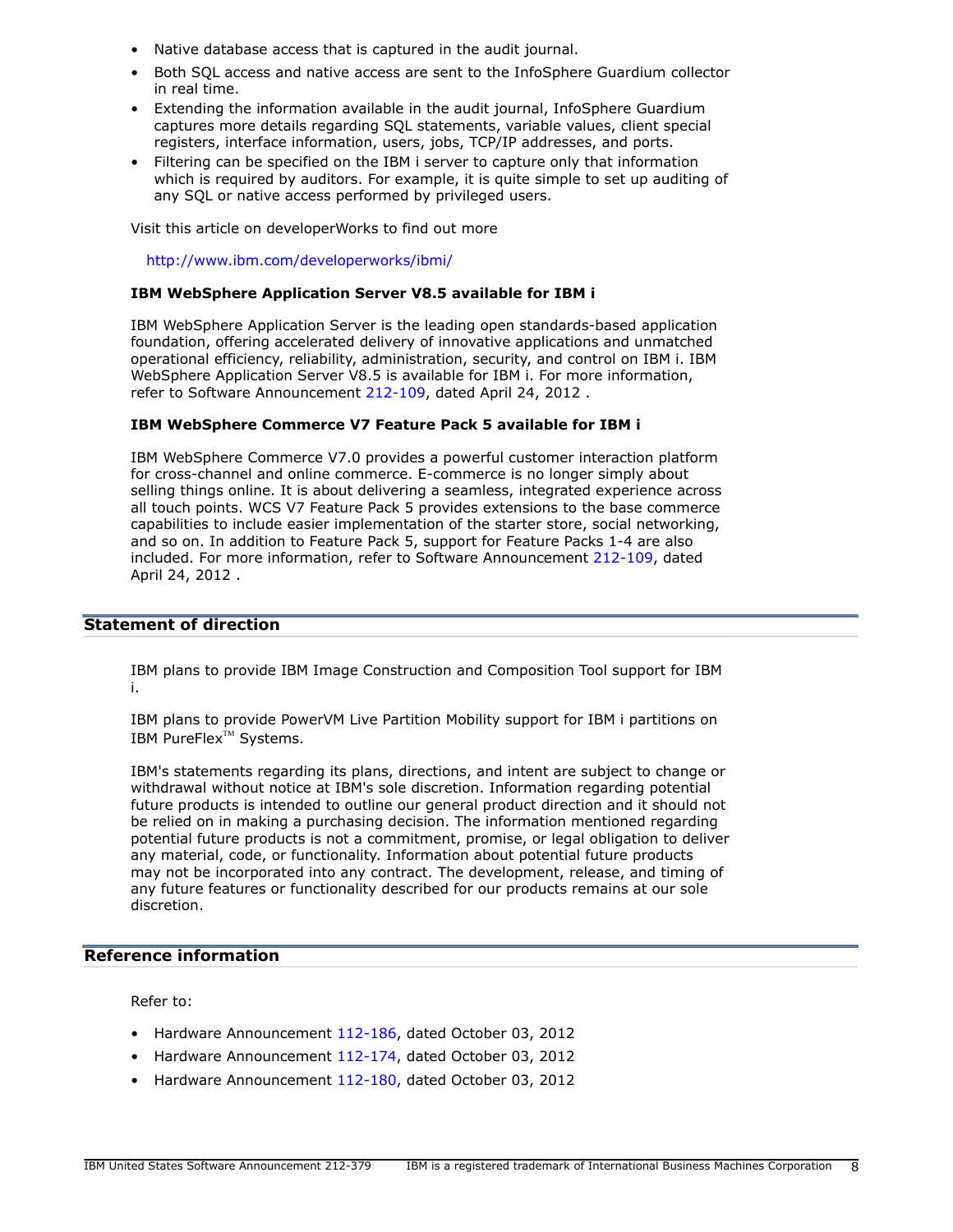- Native database access that is captured in the audit journal.
- Both SQL access and native access are sent to the InfoSphere Guardium collector in real time.
- Extending the information available in the audit journal, InfoSphere Guardium captures more details regarding SQL statements, variable values, client special registers, interface information, users, jobs, TCP/IP addresses, and ports.
- Filtering can be specified on the IBM i server to capture only that information which is required by auditors. For example, it is quite simple to set up auditing of any SQL or native access performed by privileged users.

Visit this article on developerWorks to find out more

http://www.ibm.com/developerworks/ibmi/

**IBM WebSphere Application Server V8.5 available for IBM i**

IBM WebSphere Application Server is the leading open standards-based application foundation, offering accelerated delivery of innovative applications and unmatched operational efficiency, reliability, administration, security, and control on IBM i. IBM WebSphere Application Server V8.5 is available for IBM i. For more information, refer to Software Announcement 212-109, dated April 24, 2012 .

**IBM WebSphere Commerce V7 Feature Pack 5 available for IBM i**

IBM WebSphere Commerce V7.0 provides a powerful customer interaction platform for cross-channel and online commerce. E-commerce is no longer simply about selling things online. It is about delivering a seamless, integrated experience across all touch points. WCS V7 Feature Pack 5 provides extensions to the base commerce capabilities to include easier implementation of the starter store, social networking, and so on. In addition to Feature Pack 5, support for Feature Packs 1-4 are also included. For more information, refer to Software Announcement 212-109, dated April 24, 2012 .

## Statement of direction

IBM plans to provide IBM Image Construction and Composition Tool support for IBM i.

IBM plans to provide PowerVM Live Partition Mobility support for IBM i partitions on IBM PureFlex™ Systems.

IBM's statements regarding its plans, directions, and intent are subject to change or withdrawal without notice at IBM's sole discretion. Information regarding potential future products is intended to outline our general product direction and it should not be relied on in making a purchasing decision. The information mentioned regarding potential future products is not a commitment, promise, or legal obligation to deliver any material, code, or functionality. Information about potential future products may not be incorporated into any contract. The development, release, and timing of any future features or functionality described for our products remains at our sole discretion.

## Reference information

Refer to:

- Hardware Announcement 112-186, dated October 03, 2012
- Hardware Announcement 112-174, dated October 03, 2012
- Hardware Announcement 112-180, dated October 03, 2012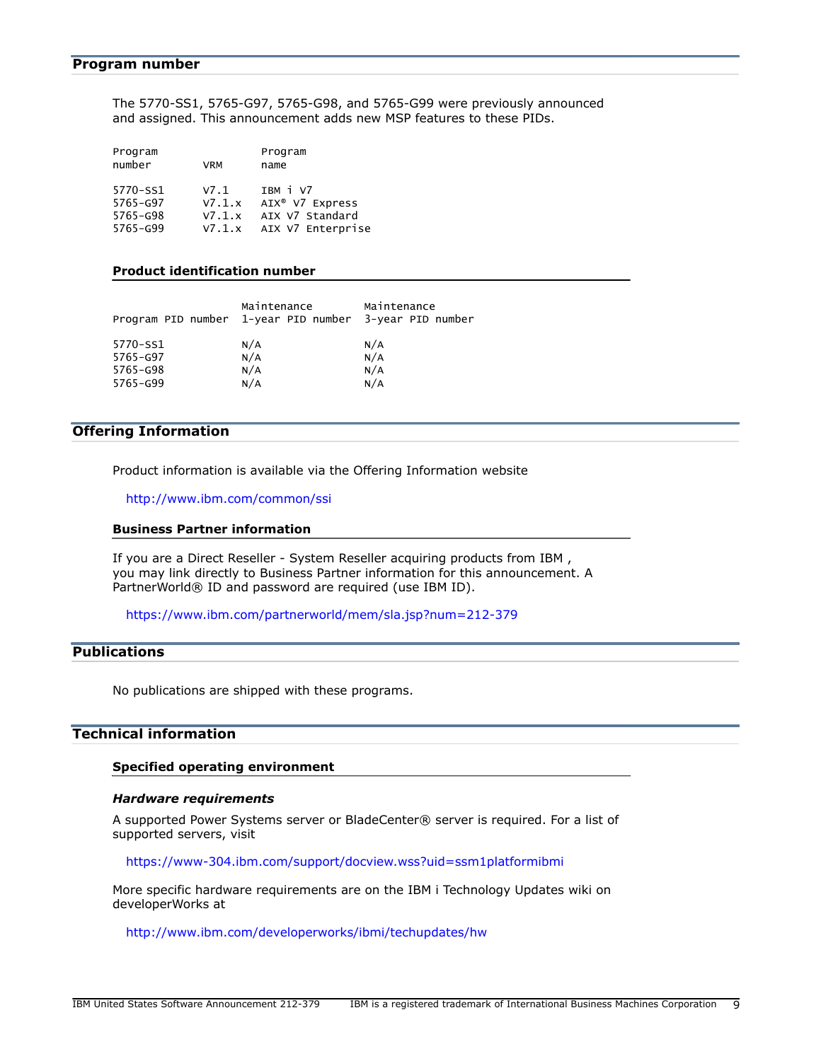## Program number

The 5770-SS1, 5765-G97, 5765-G98, and 5765-G99 were previously announced and assigned. This announcement adds new MSP features to these PIDs.

| Program number | VRM | Program name |
|---|---|---|
| 5770-SS1 | V7.1 | IBM i V7 |
| 5765-G97 | V7.1.x | AIX® V7 Express |
| 5765-G98 | V7.1.x | AIX V7 Standard |
| 5765-G99 | V7.1.x | AIX V7 Enterprise |

### Product identification number

| Program PID number | Maintenance 1-year PID number | Maintenance 3-year PID number |
|---|---|---|
| 5770-SS1 | N/A | N/A |
| 5765-G97 | N/A | N/A |
| 5765-G98 | N/A | N/A |
| 5765-G99 | N/A | N/A |

## Offering Information

Product information is available via the Offering Information website

http://www.ibm.com/common/ssi

### Business Partner information

If you are a Direct Reseller - System Reseller acquiring products from IBM , you may link directly to Business Partner information for this announcement. A PartnerWorld® ID and password are required (use IBM ID).

https://www.ibm.com/partnerworld/mem/sla.jsp?num=212-379

## Publications

No publications are shipped with these programs.

## Technical information

### Specified operating environment

#### *Hardware requirements*

A supported Power Systems server or BladeCenter® server is required. For a list of supported servers, visit

https://www-304.ibm.com/support/docview.wss?uid=ssm1platformibmi

More specific hardware requirements are on the IBM i Technology Updates wiki on developerWorks at

http://www.ibm.com/developerworks/ibmi/techupdates/hw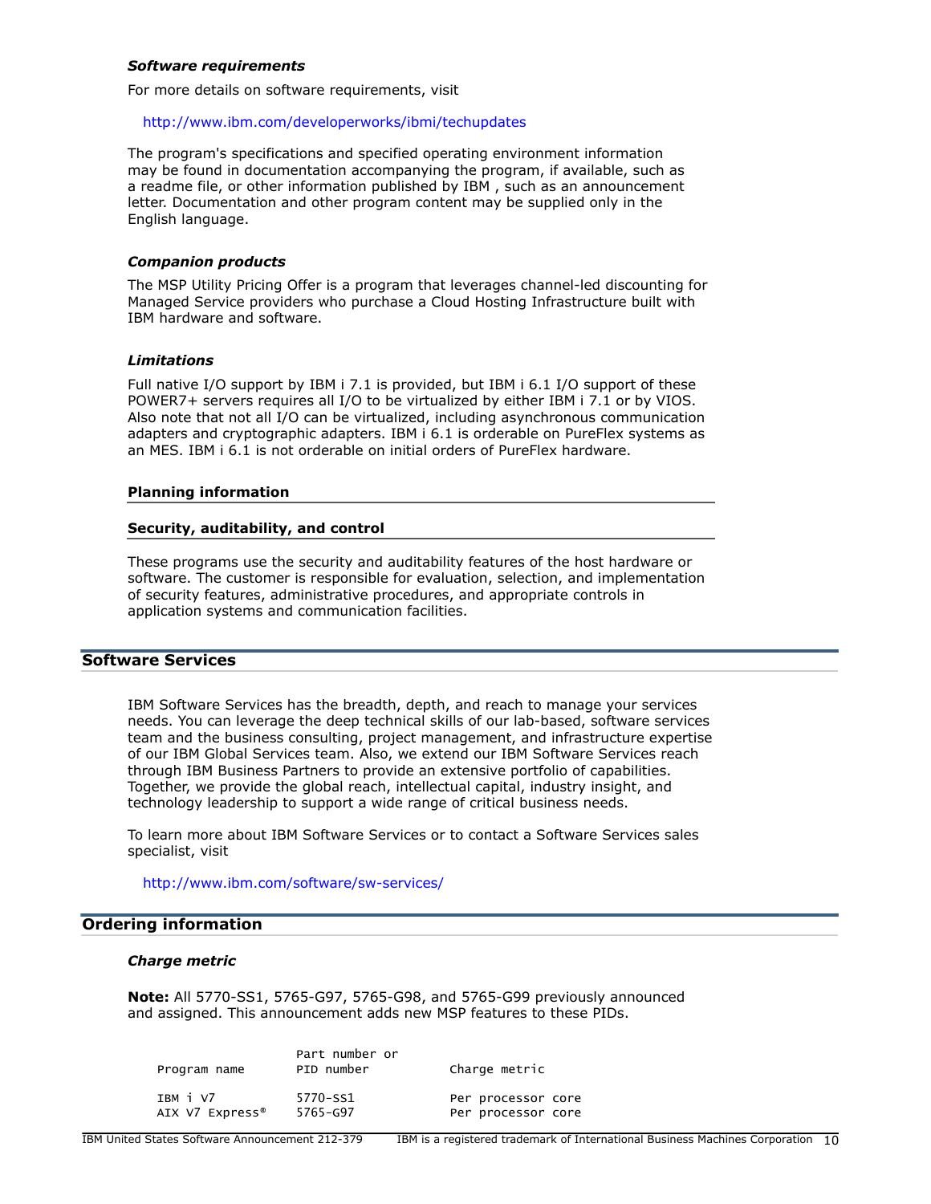### *Software requirements*

For more details on software requirements, visit

http://www.ibm.com/developerworks/ibmi/techupdates

The program's specifications and specified operating environment information may be found in documentation accompanying the program, if available, such as a readme file, or other information published by IBM , such as an announcement letter. Documentation and other program content may be supplied only in the English language.

### *Companion products*

The MSP Utility Pricing Offer is a program that leverages channel-led discounting for Managed Service providers who purchase a Cloud Hosting Infrastructure built with IBM hardware and software.

### *Limitations*

Full native I/O support by IBM i 7.1 is provided, but IBM i 6.1 I/O support of these POWER7+ servers requires all I/O to be virtualized by either IBM i 7.1 or by VIOS. Also note that not all I/O can be virtualized, including asynchronous communication adapters and cryptographic adapters. IBM i 6.1 is orderable on PureFlex systems as an MES. IBM i 6.1 is not orderable on initial orders of PureFlex hardware.

### Planning information

### Security, auditability, and control

These programs use the security and auditability features of the host hardware or software. The customer is responsible for evaluation, selection, and implementation of security features, administrative procedures, and appropriate controls in application systems and communication facilities.

## Software Services

IBM Software Services has the breadth, depth, and reach to manage your services needs. You can leverage the deep technical skills of our lab-based, software services team and the business consulting, project management, and infrastructure expertise of our IBM Global Services team. Also, we extend our IBM Software Services reach through IBM Business Partners to provide an extensive portfolio of capabilities. Together, we provide the global reach, intellectual capital, industry insight, and technology leadership to support a wide range of critical business needs.

To learn more about IBM Software Services or to contact a Software Services sales specialist, visit

http://www.ibm.com/software/sw-services/

## Ordering information

### *Charge metric*

**Note:** All 5770-SS1, 5765-G97, 5765-G98, and 5765-G99 previously announced and assigned. This announcement adds new MSP features to these PIDs.

| Program name | Part number or PID number | Charge metric |
|---|---|---|
| IBM i V7 | 5770-SS1 | Per processor core |
| AIX V7 Express® | 5765-G97 | Per processor core |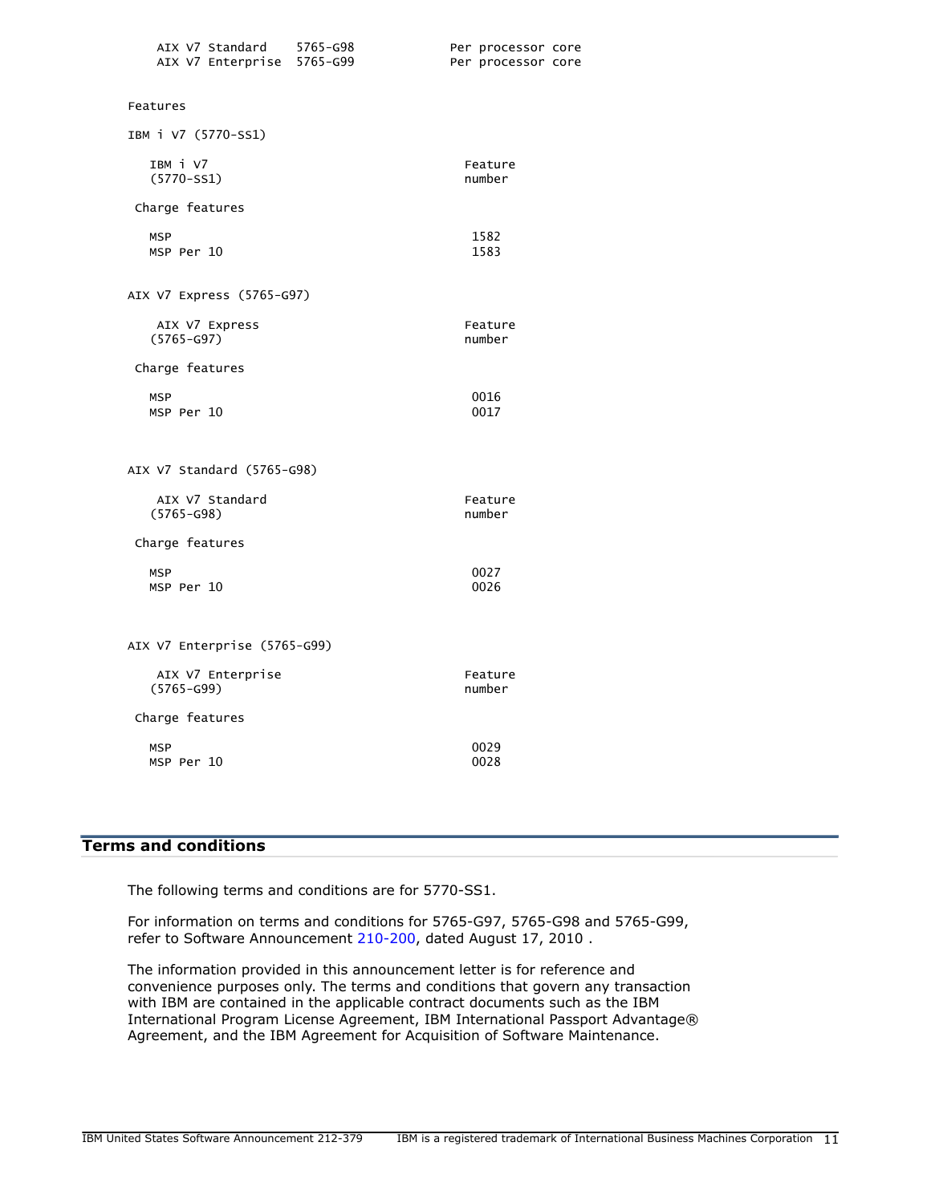| | | |
|---|---|---|
| AIX V7 Standard | 5765-G98 | Per processor core |
| AIX V7 Enterprise | 5765-G99 | Per processor core |

Features

IBM i V7 (5770-SS1)

| IBM i V7 (5770-SS1) | Feature number |
|---|---|
| Charge features | |
| MSP | 1582 |
| MSP Per 10 | 1583 |

AIX V7 Express (5765-G97)

| AIX V7 Express (5765-G97) | Feature number |
|---|---|
| Charge features | |
| MSP | 0016 |
| MSP Per 10 | 0017 |

AIX V7 Standard (5765-G98)

| AIX V7 Standard (5765-G98) | Feature number |
|---|---|
| Charge features | |
| MSP | 0027 |
| MSP Per 10 | 0026 |

AIX V7 Enterprise (5765-G99)

| AIX V7 Enterprise (5765-G99) | Feature number |
|---|---|
| Charge features | |
| MSP | 0029 |
| MSP Per 10 | 0028 |

## Terms and conditions

The following terms and conditions are for 5770-SS1.

For information on terms and conditions for 5765-G97, 5765-G98 and 5765-G99, refer to Software Announcement 210-200, dated August 17, 2010 .

The information provided in this announcement letter is for reference and convenience purposes only. The terms and conditions that govern any transaction with IBM are contained in the applicable contract documents such as the IBM International Program License Agreement, IBM International Passport Advantage® Agreement, and the IBM Agreement for Acquisition of Software Maintenance.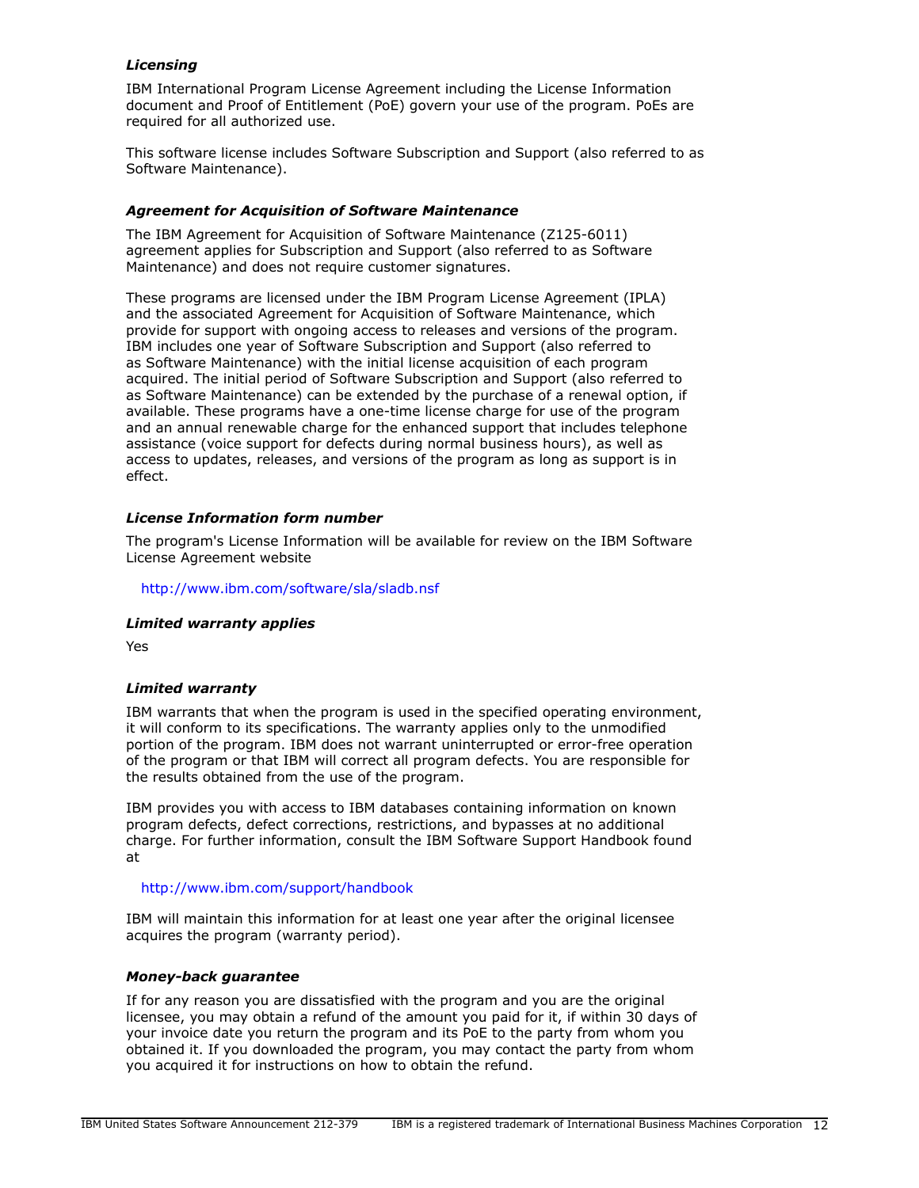### *Licensing*

IBM International Program License Agreement including the License Information document and Proof of Entitlement (PoE) govern your use of the program. PoEs are required for all authorized use.

This software license includes Software Subscription and Support (also referred to as Software Maintenance).

### *Agreement for Acquisition of Software Maintenance*

The IBM Agreement for Acquisition of Software Maintenance (Z125-6011) agreement applies for Subscription and Support (also referred to as Software Maintenance) and does not require customer signatures.

These programs are licensed under the IBM Program License Agreement (IPLA) and the associated Agreement for Acquisition of Software Maintenance, which provide for support with ongoing access to releases and versions of the program. IBM includes one year of Software Subscription and Support (also referred to as Software Maintenance) with the initial license acquisition of each program acquired. The initial period of Software Subscription and Support (also referred to as Software Maintenance) can be extended by the purchase of a renewal option, if available. These programs have a one-time license charge for use of the program and an annual renewable charge for the enhanced support that includes telephone assistance (voice support for defects during normal business hours), as well as access to updates, releases, and versions of the program as long as support is in effect.

### *License Information form number*

The program's License Information will be available for review on the IBM Software License Agreement website

http://www.ibm.com/software/sla/sladb.nsf

### *Limited warranty applies*

Yes

### *Limited warranty*

IBM warrants that when the program is used in the specified operating environment, it will conform to its specifications. The warranty applies only to the unmodified portion of the program. IBM does not warrant uninterrupted or error-free operation of the program or that IBM will correct all program defects. You are responsible for the results obtained from the use of the program.

IBM provides you with access to IBM databases containing information on known program defects, defect corrections, restrictions, and bypasses at no additional charge. For further information, consult the IBM Software Support Handbook found at

http://www.ibm.com/support/handbook

IBM will maintain this information for at least one year after the original licensee acquires the program (warranty period).

### *Money-back guarantee*

If for any reason you are dissatisfied with the program and you are the original licensee, you may obtain a refund of the amount you paid for it, if within 30 days of your invoice date you return the program and its PoE to the party from whom you obtained it. If you downloaded the program, you may contact the party from whom you acquired it for instructions on how to obtain the refund.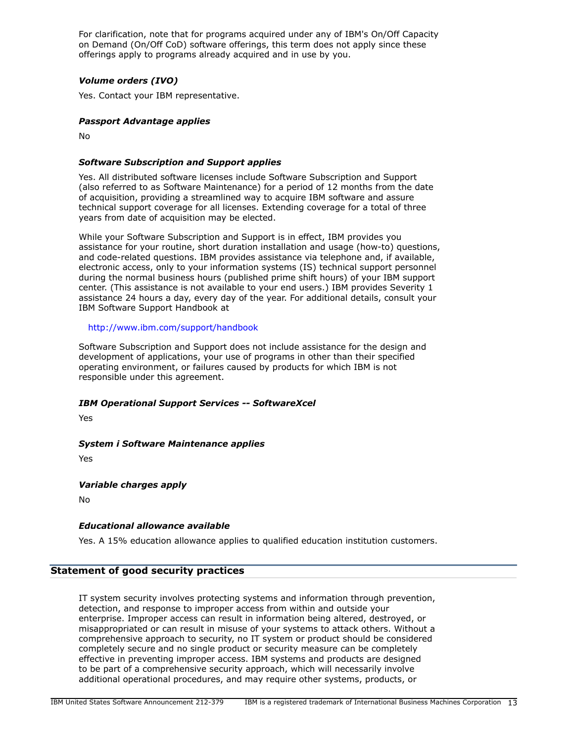For clarification, note that for programs acquired under any of IBM's On/Off Capacity on Demand (On/Off CoD) software offerings, this term does not apply since these offerings apply to programs already acquired and in use by you.

#### *Volume orders (IVO)*

Yes. Contact your IBM representative.

#### *Passport Advantage applies*

No

#### *Software Subscription and Support applies*

Yes. All distributed software licenses include Software Subscription and Support (also referred to as Software Maintenance) for a period of 12 months from the date of acquisition, providing a streamlined way to acquire IBM software and assure technical support coverage for all licenses. Extending coverage for a total of three years from date of acquisition may be elected.

While your Software Subscription and Support is in effect, IBM provides you assistance for your routine, short duration installation and usage (how-to) questions, and code-related questions. IBM provides assistance via telephone and, if available, electronic access, only to your information systems (IS) technical support personnel during the normal business hours (published prime shift hours) of your IBM support center. (This assistance is not available to your end users.) IBM provides Severity 1 assistance 24 hours a day, every day of the year. For additional details, consult your IBM Software Support Handbook at

http://www.ibm.com/support/handbook

Software Subscription and Support does not include assistance for the design and development of applications, your use of programs in other than their specified operating environment, or failures caused by products for which IBM is not responsible under this agreement.

#### *IBM Operational Support Services -- SoftwareXcel*

Yes

#### *System i Software Maintenance applies*

Yes

#### *Variable charges apply*

No

#### *Educational allowance available*

Yes. A 15% education allowance applies to qualified education institution customers.

## Statement of good security practices

IT system security involves protecting systems and information through prevention, detection, and response to improper access from within and outside your enterprise. Improper access can result in information being altered, destroyed, or misappropriated or can result in misuse of your systems to attack others. Without a comprehensive approach to security, no IT system or product should be considered completely secure and no single product or security measure can be completely effective in preventing improper access. IBM systems and products are designed to be part of a comprehensive security approach, which will necessarily involve additional operational procedures, and may require other systems, products, or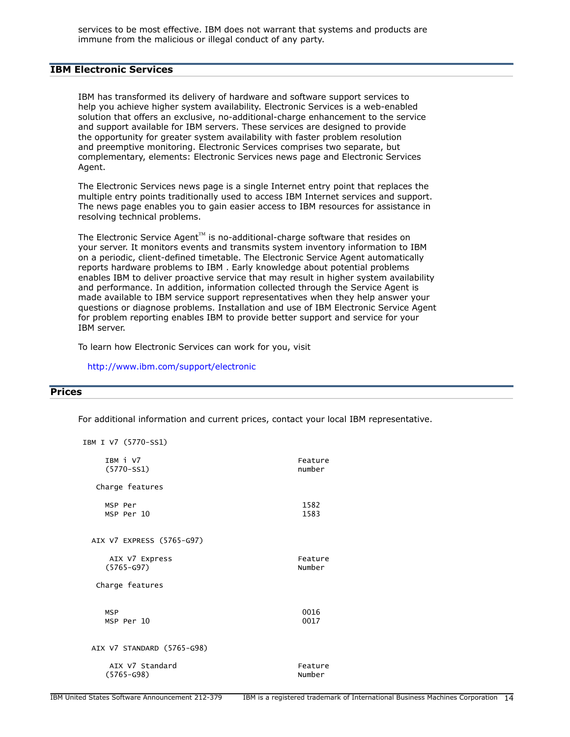services to be most effective. IBM does not warrant that systems and products are immune from the malicious or illegal conduct of any party.

## IBM Electronic Services

IBM has transformed its delivery of hardware and software support services to help you achieve higher system availability. Electronic Services is a web-enabled solution that offers an exclusive, no-additional-charge enhancement to the service and support available for IBM servers. These services are designed to provide the opportunity for greater system availability with faster problem resolution and preemptive monitoring. Electronic Services comprises two separate, but complementary, elements: Electronic Services news page and Electronic Services Agent.

The Electronic Services news page is a single Internet entry point that replaces the multiple entry points traditionally used to access IBM Internet services and support. The news page enables you to gain easier access to IBM resources for assistance in resolving technical problems.

The Electronic Service Agent™ is no-additional-charge software that resides on your server. It monitors events and transmits system inventory information to IBM on a periodic, client-defined timetable. The Electronic Service Agent automatically reports hardware problems to IBM . Early knowledge about potential problems enables IBM to deliver proactive service that may result in higher system availability and performance. In addition, information collected through the Service Agent is made available to IBM service support representatives when they help answer your questions or diagnose problems. Installation and use of IBM Electronic Service Agent for problem reporting enables IBM to provide better support and service for your IBM server.

To learn how Electronic Services can work for you, visit

http://www.ibm.com/support/electronic

## Prices

For additional information and current prices, contact your local IBM representative.

```
IBM I V7 (5770-SS1)

    IBM i V7                                 Feature
    (5770-SS1)                               number

  Charge features

    MSP Per                                   1582
    MSP Per 10                                1583


  AIX V7 EXPRESS (5765-G97)

     AIX V7 Express                          Feature
    (5765-G97)                               Number

  Charge features


    MSP                                       0016
    MSP Per 10                                0017


  AIX V7 STANDARD (5765-G98)

     AIX V7 Standard                         Feature
    (5765-G98)                               Number
```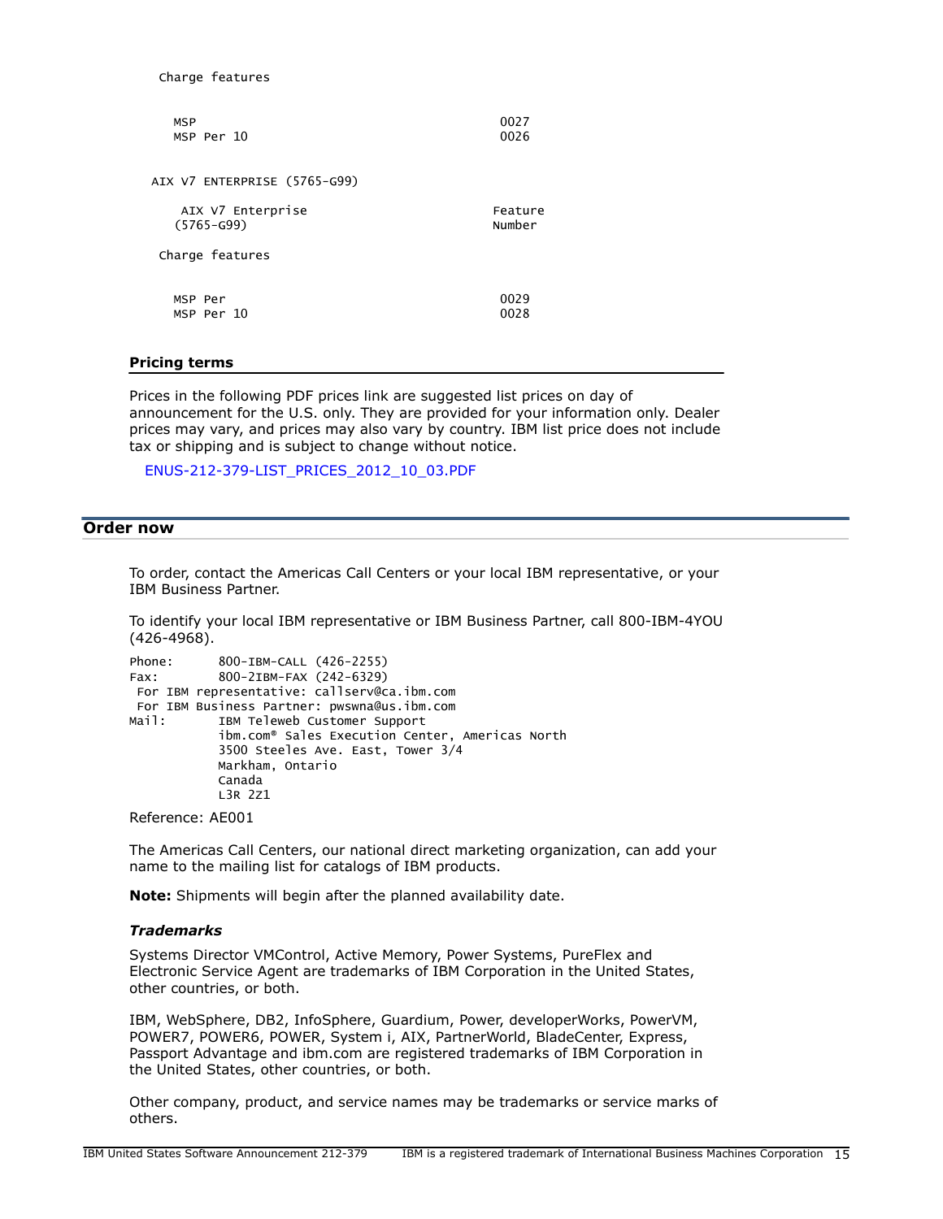Charge features

| | |
|---|---|
| MSP | 0027 |
| MSP Per 10 | 0026 |

AIX V7 ENTERPRISE (5765-G99)

| AIX V7 Enterprise (5765-G99) | Feature Number |
|---|---|
| Charge features | |
| MSP Per | 0029 |
| MSP Per 10 | 0028 |

## Pricing terms

Prices in the following PDF prices link are suggested list prices on day of announcement for the U.S. only. They are provided for your information only. Dealer prices may vary, and prices may also vary by country. IBM list price does not include tax or shipping and is subject to change without notice.

ENUS-212-379-LIST_PRICES_2012_10_03.PDF

# Order now

To order, contact the Americas Call Centers or your local IBM representative, or your IBM Business Partner.

To identify your local IBM representative or IBM Business Partner, call 800-IBM-4YOU (426-4968).

```
Phone:      800-IBM-CALL (426-2255)
Fax:        800-2IBM-FAX (242-6329)
 For IBM representative: callserv@ca.ibm.com
 For IBM Business Partner: pwswna@us.ibm.com
Mail:       IBM Teleweb Customer Support
            ibm.com® Sales Execution Center, Americas North
            3500 Steeles Ave. East, Tower 3/4
            Markham, Ontario
            Canada
            L3R 2Z1
```

Reference: AE001

The Americas Call Centers, our national direct marketing organization, can add your name to the mailing list for catalogs of IBM products.

**Note:** Shipments will begin after the planned availability date.

### *Trademarks*

Systems Director VMControl, Active Memory, Power Systems, PureFlex and Electronic Service Agent are trademarks of IBM Corporation in the United States, other countries, or both.

IBM, WebSphere, DB2, InfoSphere, Guardium, Power, developerWorks, PowerVM, POWER7, POWER6, POWER, System i, AIX, PartnerWorld, BladeCenter, Express, Passport Advantage and ibm.com are registered trademarks of IBM Corporation in the United States, other countries, or both.

Other company, product, and service names may be trademarks or service marks of others.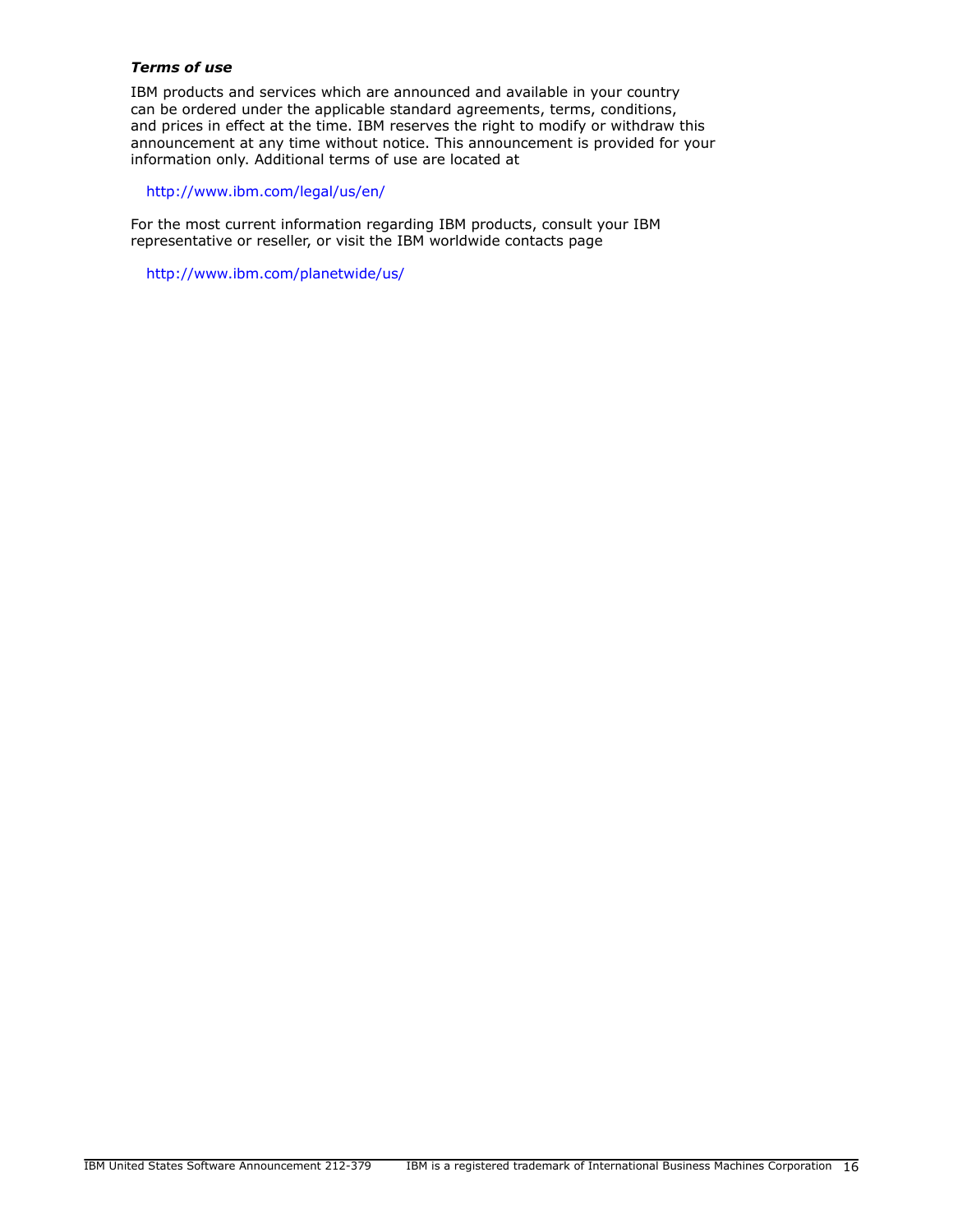***Terms of use***

IBM products and services which are announced and available in your country can be ordered under the applicable standard agreements, terms, conditions, and prices in effect at the time. IBM reserves the right to modify or withdraw this announcement at any time without notice. This announcement is provided for your information only. Additional terms of use are located at

http://www.ibm.com/legal/us/en/

For the most current information regarding IBM products, consult your IBM representative or reseller, or visit the IBM worldwide contacts page

http://www.ibm.com/planetwide/us/